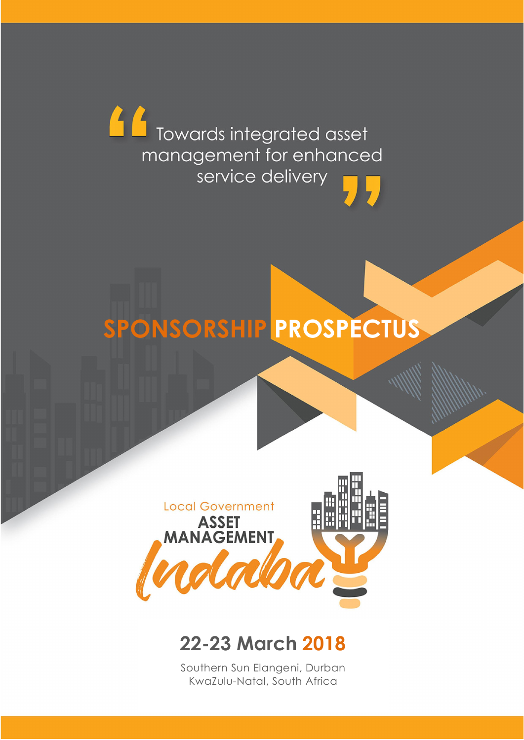> Towards integrated asset management for enhanced service delivery

# SPONSORSHIP PROSPECTUS

Local Government

**ASSET MANAGEMENT**

*Indaba*

## 22-23 March 2018

Southern Sun Elangeni, Durban
KwaZulu-Natal, South Africa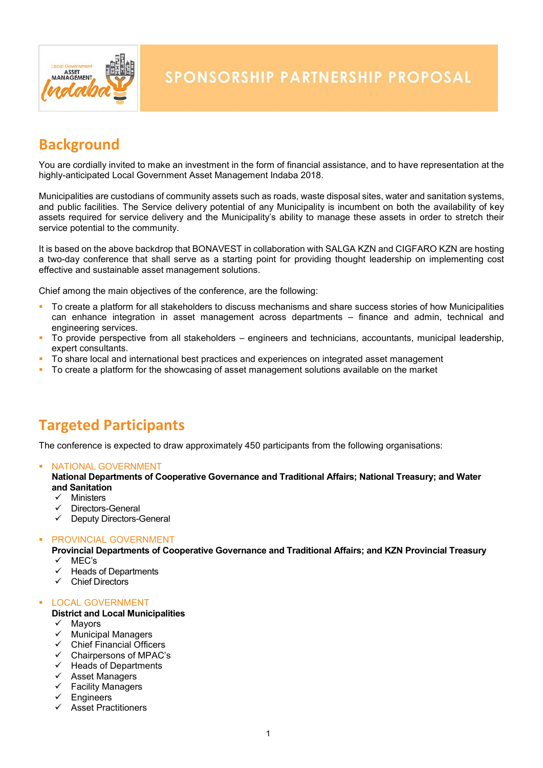# SPONSORSHIP PARTNERSHIP PROPOSAL

## Background

You are cordially invited to make an investment in the form of financial assistance, and to have representation at the highly-anticipated Local Government Asset Management Indaba 2018.

Municipalities are custodians of community assets such as roads, waste disposal sites, water and sanitation systems, and public facilities. The Service delivery potential of any Municipality is incumbent on both the availability of key assets required for service delivery and the Municipality's ability to manage these assets in order to stretch their service potential to the community.

It is based on the above backdrop that BONAVEST in collaboration with SALGA KZN and CIGFARO KZN are hosting a two-day conference that shall serve as a starting point for providing thought leadership on implementing cost effective and sustainable asset management solutions.

Chief among the main objectives of the conference, are the following:

- To create a platform for all stakeholders to discuss mechanisms and share success stories of how Municipalities can enhance integration in asset management across departments – finance and admin, technical and engineering services.
- To provide perspective from all stakeholders – engineers and technicians, accountants, municipal leadership, expert consultants.
- To share local and international best practices and experiences on integrated asset management
- To create a platform for the showcasing of asset management solutions available on the market

## Targeted Participants

The conference is expected to draw approximately 450 participants from the following organisations:

- NATIONAL GOVERNMENT
  **National Departments of Cooperative Governance and Traditional Affairs; National Treasury; and Water and Sanitation**
  - ✓ Ministers
  - ✓ Directors-General
  - ✓ Deputy Directors-General

- PROVINCIAL GOVERNMENT
  **Provincial Departments of Cooperative Governance and Traditional Affairs; and KZN Provincial Treasury**
  - ✓ MEC's
  - ✓ Heads of Departments
  - ✓ Chief Directors

- LOCAL GOVERNMENT
  **District and Local Municipalities**
  - ✓ Mayors
  - ✓ Municipal Managers
  - ✓ Chief Financial Officers
  - ✓ Chairpersons of MPAC's
  - ✓ Heads of Departments
  - ✓ Asset Managers
  - ✓ Facility Managers
  - ✓ Engineers
  - ✓ Asset Practitioners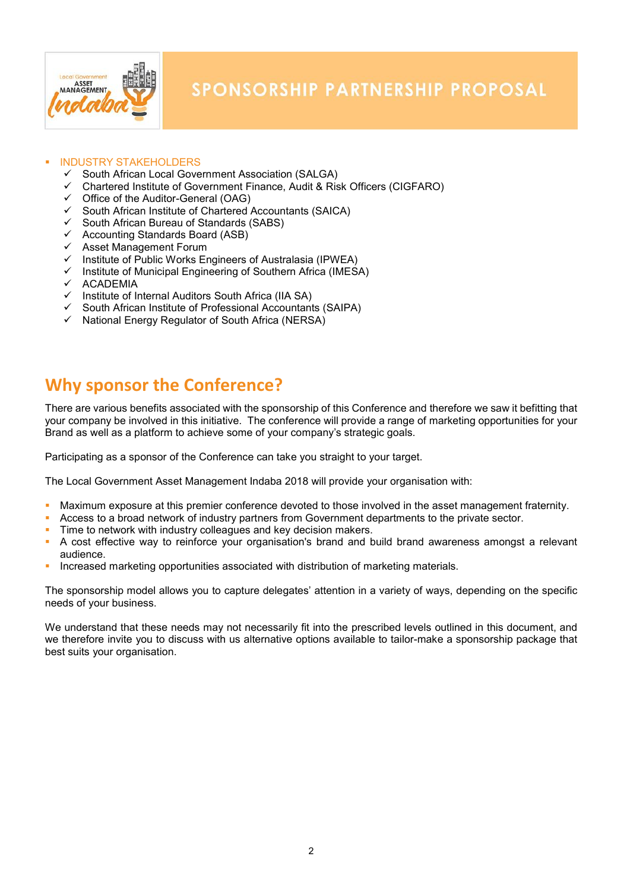- INDUSTRY STAKEHOLDERS
  - ✓ South African Local Government Association (SALGA)
  - ✓ Chartered Institute of Government Finance, Audit & Risk Officers (CIGFARO)
  - ✓ Office of the Auditor-General (OAG)
  - ✓ South African Institute of Chartered Accountants (SAICA)
  - ✓ South African Bureau of Standards (SABS)
  - ✓ Accounting Standards Board (ASB)
  - ✓ Asset Management Forum
  - ✓ Institute of Public Works Engineers of Australasia (IPWEA)
  - ✓ Institute of Municipal Engineering of Southern Africa (IMESA)
  - ✓ ACADEMIA
  - ✓ Institute of Internal Auditors South Africa (IIA SA)
  - ✓ South African Institute of Professional Accountants (SAIPA)
  - ✓ National Energy Regulator of South Africa (NERSA)

## Why sponsor the Conference?

There are various benefits associated with the sponsorship of this Conference and therefore we saw it befitting that your company be involved in this initiative. The conference will provide a range of marketing opportunities for your Brand as well as a platform to achieve some of your company's strategic goals.

Participating as a sponsor of the Conference can take you straight to your target.

The Local Government Asset Management Indaba 2018 will provide your organisation with:

- Maximum exposure at this premier conference devoted to those involved in the asset management fraternity.
- Access to a broad network of industry partners from Government departments to the private sector.
- Time to network with industry colleagues and key decision makers.
- A cost effective way to reinforce your organisation's brand and build brand awareness amongst a relevant audience.
- Increased marketing opportunities associated with distribution of marketing materials.

The sponsorship model allows you to capture delegates' attention in a variety of ways, depending on the specific needs of your business.

We understand that these needs may not necessarily fit into the prescribed levels outlined in this document, and we therefore invite you to discuss with us alternative options available to tailor-make a sponsorship package that best suits your organisation.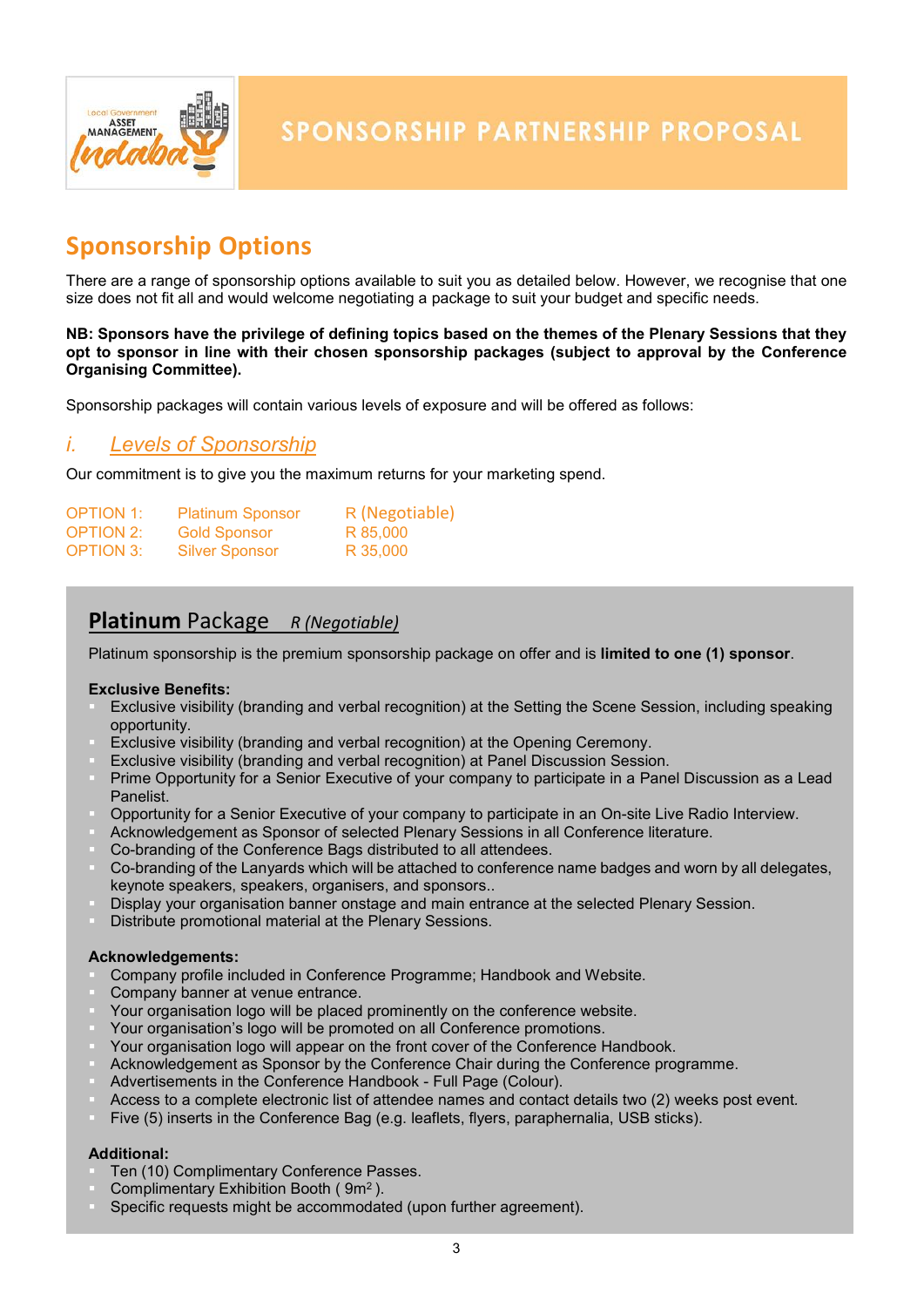# SPONSORSHIP PARTNERSHIP PROPOSAL

## Sponsorship Options

There are a range of sponsorship options available to suit you as detailed below. However, we recognise that one size does not fit all and would welcome negotiating a package to suit your budget and specific needs.

**NB: Sponsors have the privilege of defining topics based on the themes of the Plenary Sessions that they opt to sponsor in line with their chosen sponsorship packages (subject to approval by the Conference Organising Committee).**

Sponsorship packages will contain various levels of exposure and will be offered as follows:

### *i. Levels of Sponsorship*

Our commitment is to give you the maximum returns for your marketing spend.

| | | |
|---|---|---|
| OPTION 1: | Platinum Sponsor | R (Negotiable) |
| OPTION 2: | Gold Sponsor | R 85,000 |
| OPTION 3: | Silver Sponsor | R 35,000 |

### **Platinum** Package *R (Negotiable)*

Platinum sponsorship is the premium sponsorship package on offer and is **limited to one (1) sponsor**.

**Exclusive Benefits:**

- Exclusive visibility (branding and verbal recognition) at the Setting the Scene Session, including speaking opportunity.
- Exclusive visibility (branding and verbal recognition) at the Opening Ceremony.
- Exclusive visibility (branding and verbal recognition) at Panel Discussion Session.
- Prime Opportunity for a Senior Executive of your company to participate in a Panel Discussion as a Lead Panelist.
- Opportunity for a Senior Executive of your company to participate in an On-site Live Radio Interview.
- Acknowledgement as Sponsor of selected Plenary Sessions in all Conference literature.
- Co-branding of the Conference Bags distributed to all attendees.
- Co-branding of the Lanyards which will be attached to conference name badges and worn by all delegates, keynote speakers, speakers, organisers, and sponsors..
- Display your organisation banner onstage and main entrance at the selected Plenary Session.
- Distribute promotional material at the Plenary Sessions.

**Acknowledgements:**

- Company profile included in Conference Programme; Handbook and Website.
- Company banner at venue entrance.
- Your organisation logo will be placed prominently on the conference website.
- Your organisation's logo will be promoted on all Conference promotions.
- Your organisation logo will appear on the front cover of the Conference Handbook.
- Acknowledgement as Sponsor by the Conference Chair during the Conference programme.
- Advertisements in the Conference Handbook - Full Page (Colour).
- Access to a complete electronic list of attendee names and contact details two (2) weeks post event.
- Five (5) inserts in the Conference Bag (e.g. leaflets, flyers, paraphernalia, USB sticks).

**Additional:**

- Ten (10) Complimentary Conference Passes.
- Complimentary Exhibition Booth ( $9m^2$ ).
- Specific requests might be accommodated (upon further agreement).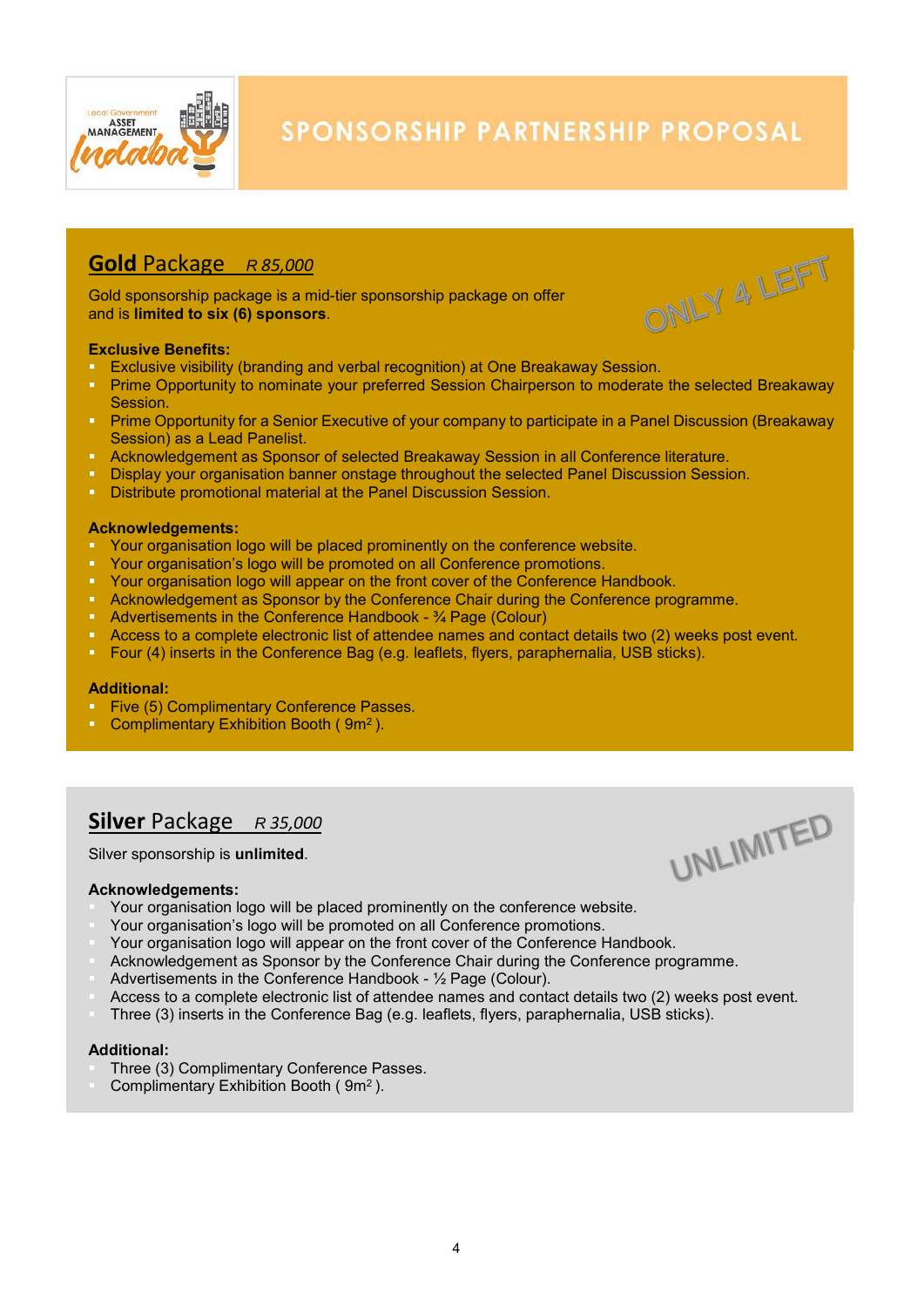## **Gold** Package *R 85,000*

Gold sponsorship package is a mid-tier sponsorship package on offer and is **limited to six (6) sponsors**.

ONLY 4 LEFT

**Exclusive Benefits:**

- Exclusive visibility (branding and verbal recognition) at One Breakaway Session.
- Prime Opportunity to nominate your preferred Session Chairperson to moderate the selected Breakaway Session.
- Prime Opportunity for a Senior Executive of your company to participate in a Panel Discussion (Breakaway Session) as a Lead Panelist.
- Acknowledgement as Sponsor of selected Breakaway Session in all Conference literature.
- Display your organisation banner onstage throughout the selected Panel Discussion Session.
- Distribute promotional material at the Panel Discussion Session.

**Acknowledgements:**

- Your organisation logo will be placed prominently on the conference website.
- Your organisation's logo will be promoted on all Conference promotions.
- Your organisation logo will appear on the front cover of the Conference Handbook.
- Acknowledgement as Sponsor by the Conference Chair during the Conference programme.
- Advertisements in the Conference Handbook - ¾ Page (Colour)
- Access to a complete electronic list of attendee names and contact details two (2) weeks post event.
- Four (4) inserts in the Conference Bag (e.g. leaflets, flyers, paraphernalia, USB sticks).

**Additional:**

- Five (5) Complimentary Conference Passes.
- Complimentary Exhibition Booth ( $9m^2$ ).

## **Silver** Package *R 35,000*

Silver sponsorship is **unlimited**.

UNLIMITED

**Acknowledgements:**

- Your organisation logo will be placed prominently on the conference website.
- Your organisation's logo will be promoted on all Conference promotions.
- Your organisation logo will appear on the front cover of the Conference Handbook.
- Acknowledgement as Sponsor by the Conference Chair during the Conference programme.
- Advertisements in the Conference Handbook - ½ Page (Colour).
- Access to a complete electronic list of attendee names and contact details two (2) weeks post event.
- Three (3) inserts in the Conference Bag (e.g. leaflets, flyers, paraphernalia, USB sticks).

**Additional:**

- Three (3) Complimentary Conference Passes.
- Complimentary Exhibition Booth ( $9m^2$ ).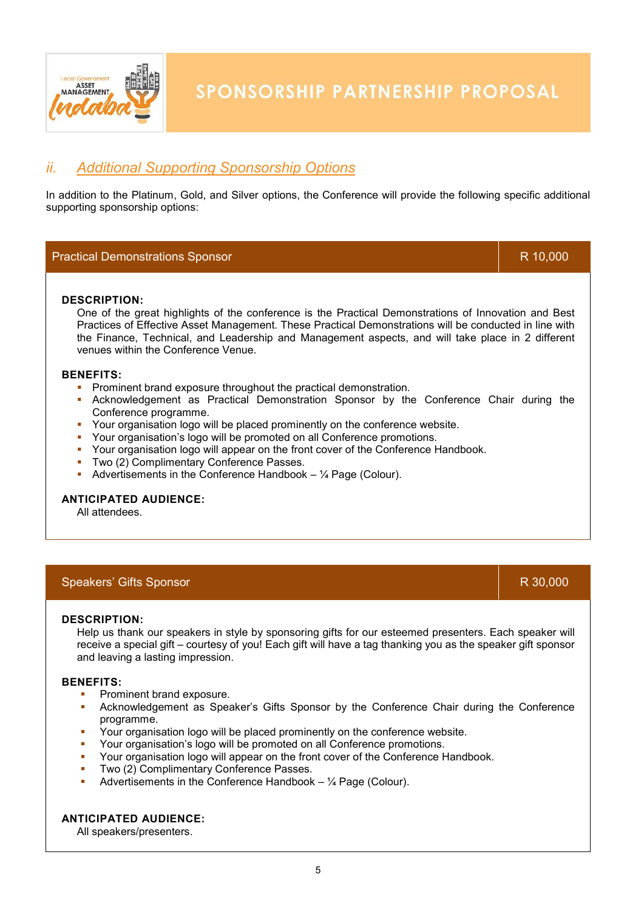## ii. Additional Supporting Sponsorship Options

In addition to the Platinum, Gold, and Silver options, the Conference will provide the following specific additional supporting sponsorship options:

| Practical Demonstrations Sponsor | R 10,000 |
|---|---|

**DESCRIPTION:**

One of the great highlights of the conference is the Practical Demonstrations of Innovation and Best Practices of Effective Asset Management. These Practical Demonstrations will be conducted in line with the Finance, Technical, and Leadership and Management aspects, and will take place in 2 different venues within the Conference Venue.

**BENEFITS:**

- Prominent brand exposure throughout the practical demonstration.
- Acknowledgement as Practical Demonstration Sponsor by the Conference Chair during the Conference programme.
- Your organisation logo will be placed prominently on the conference website.
- Your organisation's logo will be promoted on all Conference promotions.
- Your organisation logo will appear on the front cover of the Conference Handbook.
- Two (2) Complimentary Conference Passes.
- Advertisements in the Conference Handbook – ¼ Page (Colour).

**ANTICIPATED AUDIENCE:**

All attendees.

| Speakers' Gifts Sponsor | R 30,000 |
|---|---|

**DESCRIPTION:**

Help us thank our speakers in style by sponsoring gifts for our esteemed presenters. Each speaker will receive a special gift – courtesy of you! Each gift will have a tag thanking you as the speaker gift sponsor and leaving a lasting impression.

**BENEFITS:**

- Prominent brand exposure.
- Acknowledgement as Speaker's Gifts Sponsor by the Conference Chair during the Conference programme.
- Your organisation logo will be placed prominently on the conference website.
- Your organisation's logo will be promoted on all Conference promotions.
- Your organisation logo will appear on the front cover of the Conference Handbook.
- Two (2) Complimentary Conference Passes.
- Advertisements in the Conference Handbook – ¼ Page (Colour).

**ANTICIPATED AUDIENCE:**

All speakers/presenters.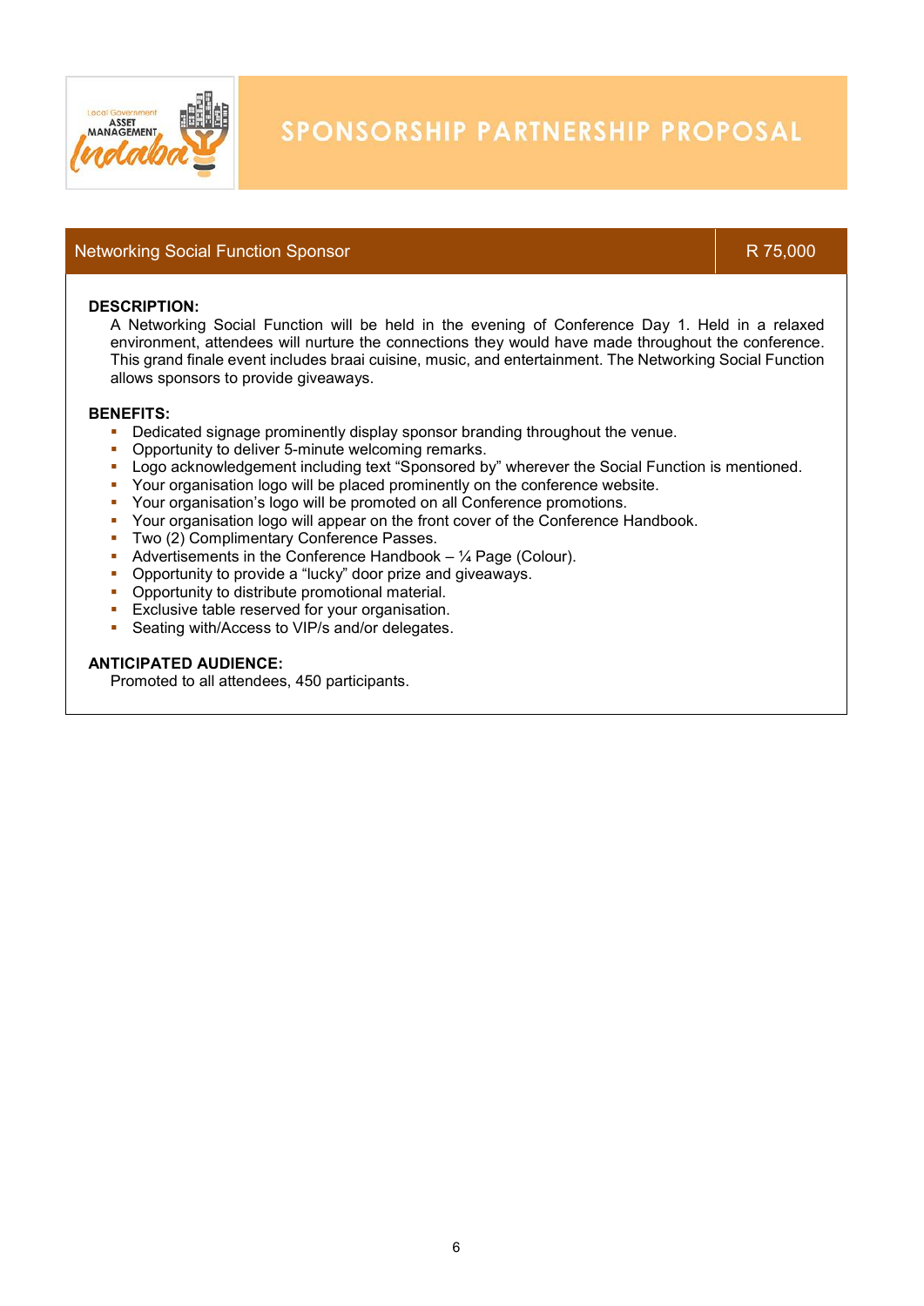# SPONSORSHIP PARTNERSHIP PROPOSAL

| Networking Social Function Sponsor | R 75,000 |
| --- | --- |

**DESCRIPTION:**

A Networking Social Function will be held in the evening of Conference Day 1. Held in a relaxed environment, attendees will nurture the connections they would have made throughout the conference. This grand finale event includes braai cuisine, music, and entertainment. The Networking Social Function allows sponsors to provide giveaways.

**BENEFITS:**

- Dedicated signage prominently display sponsor branding throughout the venue.
- Opportunity to deliver 5-minute welcoming remarks.
- Logo acknowledgement including text "Sponsored by" wherever the Social Function is mentioned.
- Your organisation logo will be placed prominently on the conference website.
- Your organisation's logo will be promoted on all Conference promotions.
- Your organisation logo will appear on the front cover of the Conference Handbook.
- Two (2) Complimentary Conference Passes.
- Advertisements in the Conference Handbook – ¼ Page (Colour).
- Opportunity to provide a "lucky" door prize and giveaways.
- Opportunity to distribute promotional material.
- Exclusive table reserved for your organisation.
- Seating with/Access to VIP/s and/or delegates.

**ANTICIPATED AUDIENCE:**

Promoted to all attendees, 450 participants.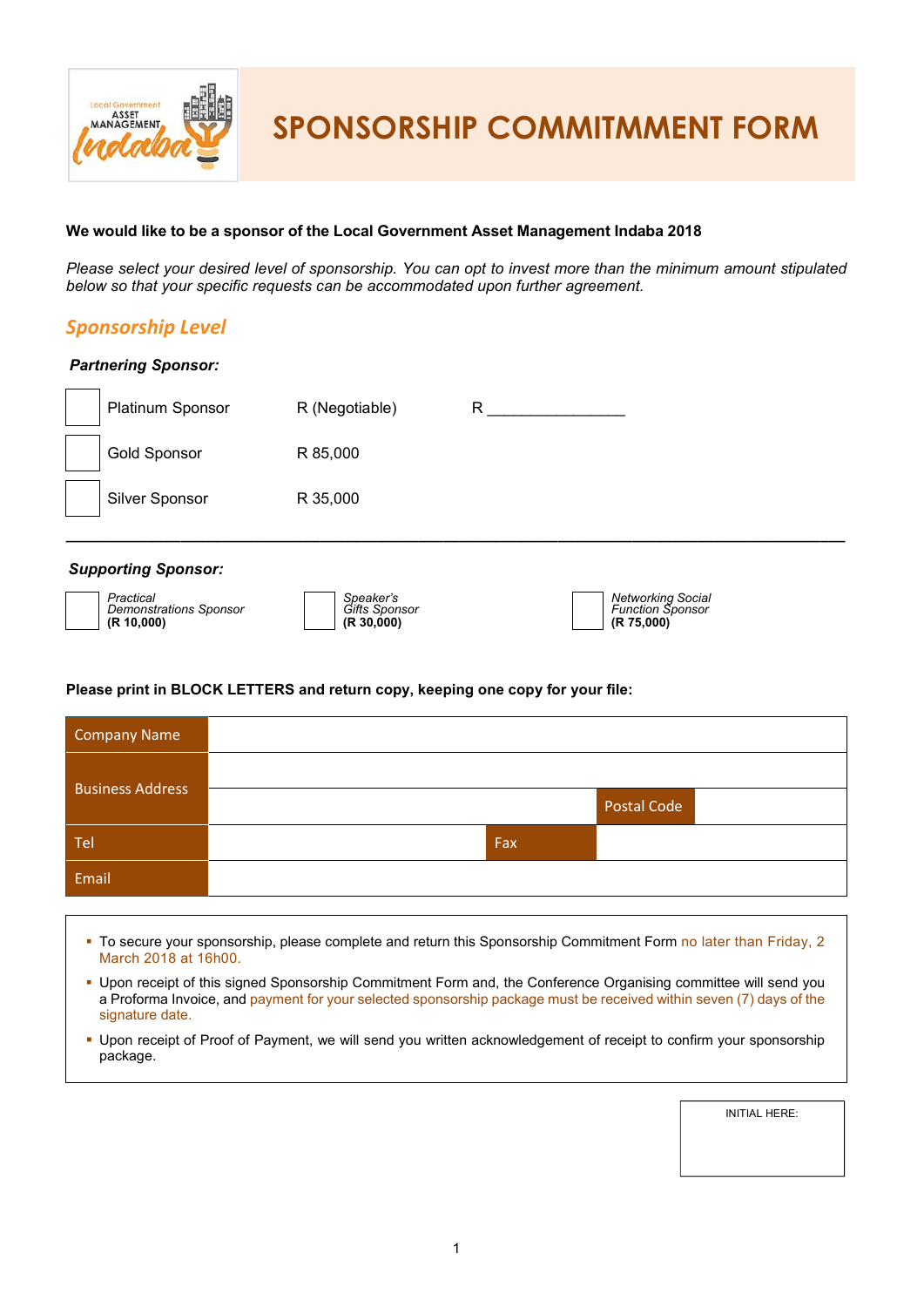# SPONSORSHIP COMMITMMENT FORM

**We would like to be a sponsor of the Local Government Asset Management Indaba 2018**

*Please select your desired level of sponsorship. You can opt to invest more than the minimum amount stipulated below so that your specific requests can be accommodated upon further agreement.*

## *Sponsorship Level*

***Partnering Sponsor:***

| | | | |
|---|---|---|---|
| ☐ | Platinum Sponsor | R (Negotiable) | R _______________ |
| ☐ | Gold Sponsor | R 85,000 | |
| ☐ | Silver Sponsor | R 35,000 | |

---

***Supporting Sponsor:***

| | | | | | |
|---|---|---|---|---|---|
| ☐ | *Practical Demonstrations Sponsor* **(R 10,000)** | ☐ | *Speaker's Gifts Sponsor* **(R 30,000)** | ☐ | *Networking Social Function Sponsor* **(R 75,000)** |

**Please print in BLOCK LETTERS and return copy, keeping one copy for your file:**

| | | | |
|---|---|---|---|
| Company Name | | | |
| Business Address | | | |
| | | Postal Code | |
| Tel | | Fax | |
| Email | | | |

- To secure your sponsorship, please complete and return this Sponsorship Commitment Form no later than Friday, 2 March 2018 at 16h00.
- Upon receipt of this signed Sponsorship Commitment Form and, the Conference Organising committee will send you a Proforma Invoice, and payment for your selected sponsorship package must be received within seven (7) days of the signature date.
- Upon receipt of Proof of Payment, we will send you written acknowledgement of receipt to confirm your sponsorship package.

INITIAL HERE: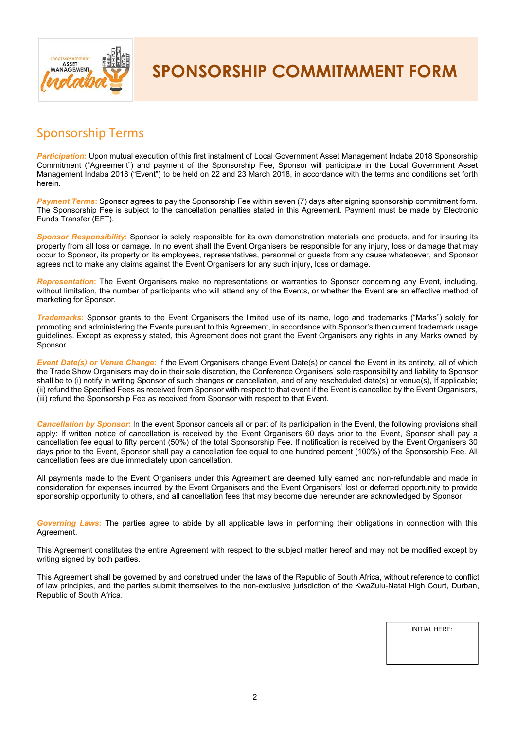# SPONSORSHIP COMMITMMENT FORM

## Sponsorship Terms

***Participation*:** Upon mutual execution of this first instalment of Local Government Asset Management Indaba 2018 Sponsorship Commitment ("Agreement") and payment of the Sponsorship Fee, Sponsor will participate in the Local Government Asset Management Indaba 2018 ("Event") to be held on 22 and 23 March 2018, in accordance with the terms and conditions set forth herein.

***Payment Terms*:** Sponsor agrees to pay the Sponsorship Fee within seven (7) days after signing sponsorship commitment form. The Sponsorship Fee is subject to the cancellation penalties stated in this Agreement. Payment must be made by Electronic Funds Transfer (EFT).

***Sponsor Responsibility*:** Sponsor is solely responsible for its own demonstration materials and products, and for insuring its property from all loss or damage. In no event shall the Event Organisers be responsible for any injury, loss or damage that may occur to Sponsor, its property or its employees, representatives, personnel or guests from any cause whatsoever, and Sponsor agrees not to make any claims against the Event Organisers for any such injury, loss or damage.

***Representation*:** The Event Organisers make no representations or warranties to Sponsor concerning any Event, including, without limitation, the number of participants who will attend any of the Events, or whether the Event are an effective method of marketing for Sponsor.

***Trademarks*:** Sponsor grants to the Event Organisers the limited use of its name, logo and trademarks ("Marks") solely for promoting and administering the Events pursuant to this Agreement, in accordance with Sponsor's then current trademark usage guidelines. Except as expressly stated, this Agreement does not grant the Event Organisers any rights in any Marks owned by Sponsor.

***Event Date(s) or Venue Change*:** If the Event Organisers change Event Date(s) or cancel the Event in its entirety, all of which the Trade Show Organisers may do in their sole discretion, the Conference Organisers' sole responsibility and liability to Sponsor shall be to (i) notify in writing Sponsor of such changes or cancellation, and of any rescheduled date(s) or venue(s), If applicable; (ii) refund the Specified Fees as received from Sponsor with respect to that event if the Event is cancelled by the Event Organisers, (iii) refund the Sponsorship Fee as received from Sponsor with respect to that Event.

***Cancellation by Sponsor*:** In the event Sponsor cancels all or part of its participation in the Event, the following provisions shall apply: If written notice of cancellation is received by the Event Organisers 60 days prior to the Event, Sponsor shall pay a cancellation fee equal to fifty percent (50%) of the total Sponsorship Fee. If notification is received by the Event Organisers 30 days prior to the Event, Sponsor shall pay a cancellation fee equal to one hundred percent (100%) of the Sponsorship Fee. All cancellation fees are due immediately upon cancellation.

All payments made to the Event Organisers under this Agreement are deemed fully earned and non-refundable and made in consideration for expenses incurred by the Event Organisers and the Event Organisers' lost or deferred opportunity to provide sponsorship opportunity to others, and all cancellation fees that may become due hereunder are acknowledged by Sponsor.

***Governing Laws*:** The parties agree to abide by all applicable laws in performing their obligations in connection with this Agreement.

This Agreement constitutes the entire Agreement with respect to the subject matter hereof and may not be modified except by writing signed by both parties.

This Agreement shall be governed by and construed under the laws of the Republic of South Africa, without reference to conflict of law principles, and the parties submit themselves to the non-exclusive jurisdiction of the KwaZulu-Natal High Court, Durban, Republic of South Africa.

INITIAL HERE: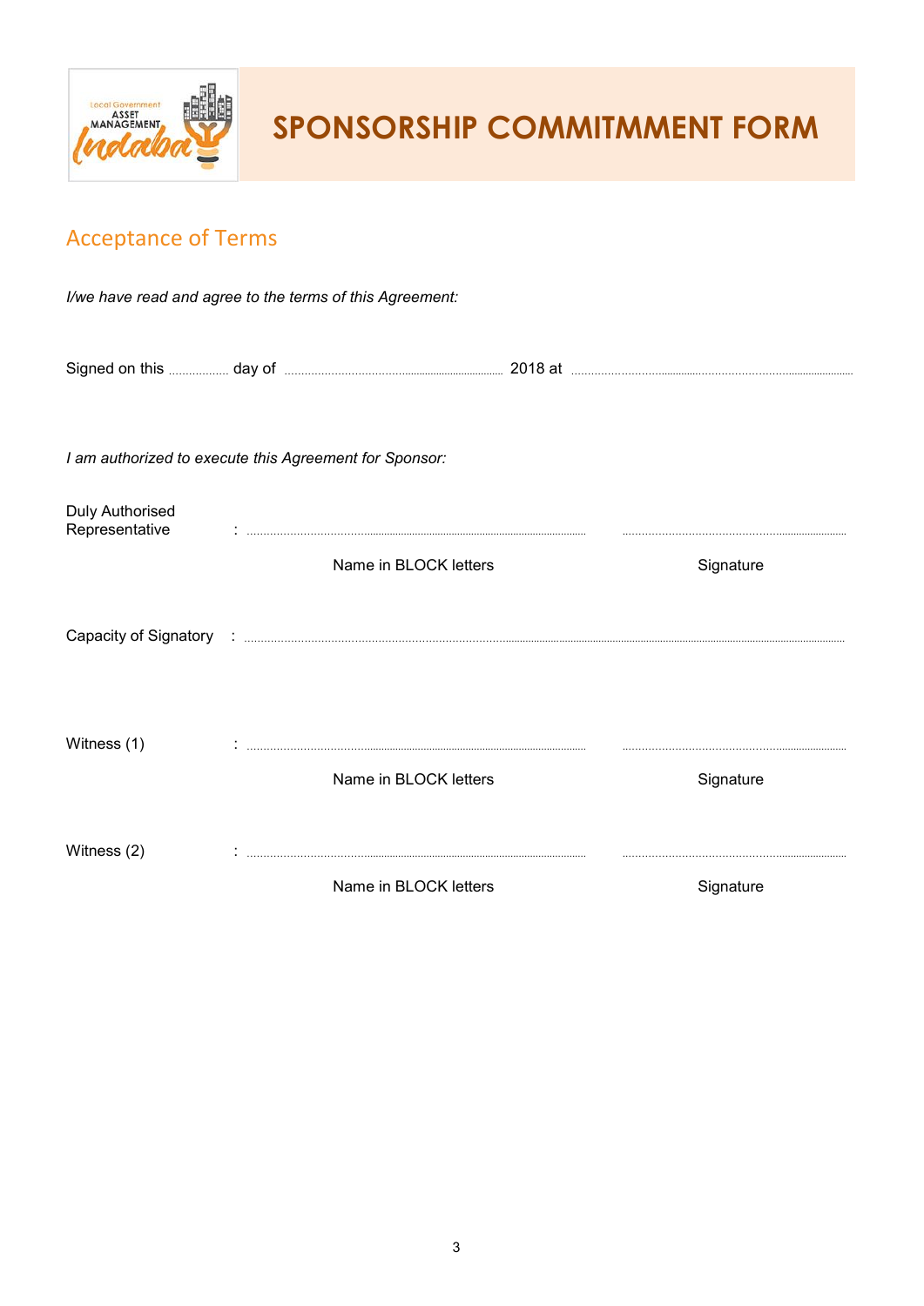# SPONSORSHIP COMMITMMENT FORM

## Acceptance of Terms

*I/we have read and agree to the terms of this Agreement:*

Signed on this .................. day of ...................................................... 2018 at ..........................................................................

*I am authorized to execute this Agreement for Sponsor:*

Duly Authorised Representative : ................................................................ ................................................

Name in BLOCK letters Signature

Capacity of Signatory : ..............................................................................................................................

Witness (1) : ................................................................ ................................................

Name in BLOCK letters Signature

Witness (2) : ................................................................ ................................................

Name in BLOCK letters Signature